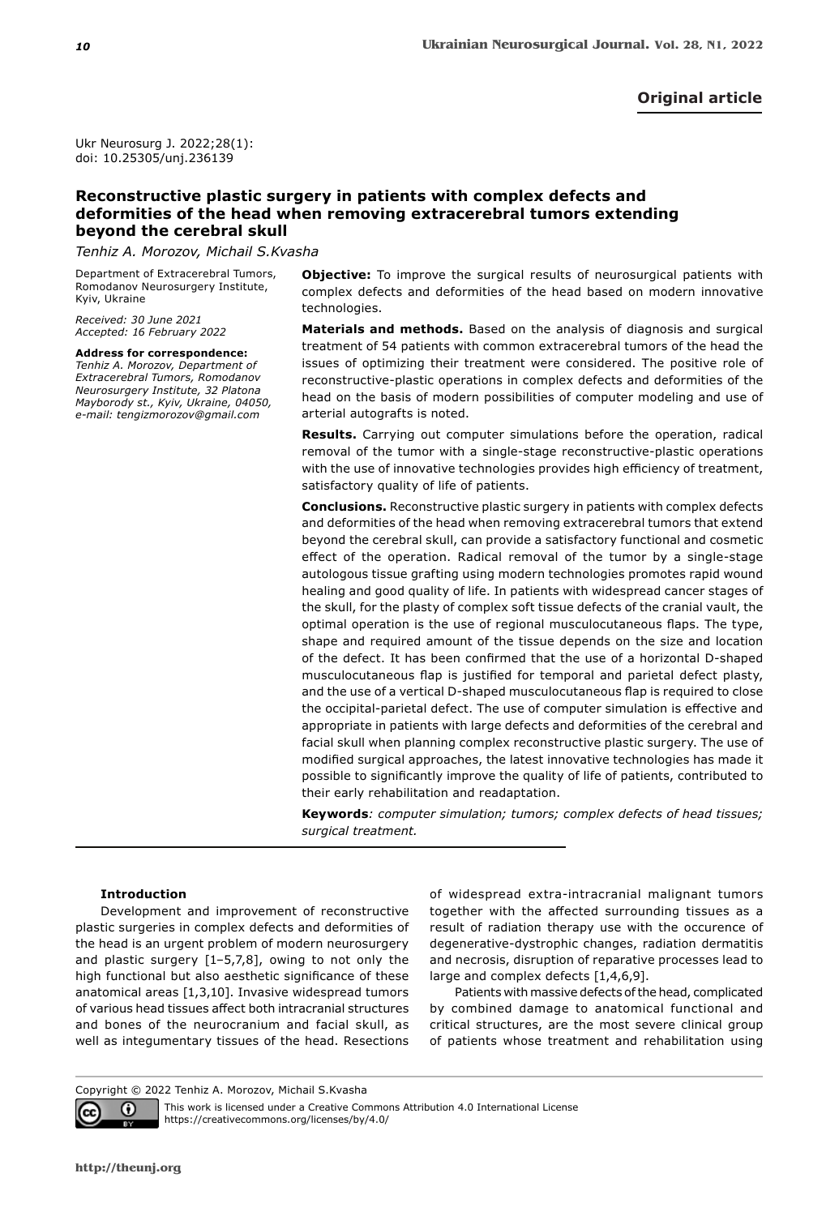**Original article**

Ukr Neurosurg J. 2022;28(1):
doi: 10.25305/unj.236139

# Reconstructive plastic surgery in patients with complex defects and deformities of the head when removing extracerebral tumors extending beyond the cerebral skull

*Tenhiz A. Morozov, Michail S.Kvasha*

Department of Extracerebral Tumors, Romodanov Neurosurgery Institute, Kyiv, Ukraine

*Received: 30 June 2021*
*Accepted: 16 February 2022*

**Address for correspondence:**
*Tenhiz A. Morozov, Department of Extracerebral Tumors, Romodanov Neurosurgery Institute, 32 Platona Mayborody st., Kyiv, Ukraine, 04050, e-mail: tengizmorozov@gmail.com*

**Objective:** To improve the surgical results of neurosurgical patients with complex defects and deformities of the head based on modern innovative technologies.

**Materials and methods.** Based on the analysis of diagnosis and surgical treatment of 54 patients with common extracerebral tumors of the head the issues of optimizing their treatment were considered. The positive role of reconstructive-plastic operations in complex defects and deformities of the head on the basis of modern possibilities of computer modeling and use of arterial autografts is noted.

**Results.** Carrying out computer simulations before the operation, radical removal of the tumor with a single-stage reconstructive-plastic operations with the use of innovative technologies provides high efficiency of treatment, satisfactory quality of life of patients.

**Conclusions.** Reconstructive plastic surgery in patients with complex defects and deformities of the head when removing extracerebral tumors that extend beyond the cerebral skull, can provide a satisfactory functional and cosmetic effect of the operation. Radical removal of the tumor by a single-stage autologous tissue grafting using modern technologies promotes rapid wound healing and good quality of life. In patients with widespread cancer stages of the skull, for the plasty of complex soft tissue defects of the cranial vault, the optimal operation is the use of regional musculocutaneous flaps. The type, shape and required amount of the tissue depends on the size and location of the defect. It has been confirmed that the use of a horizontal D-shaped musculocutaneous flap is justified for temporal and parietal defect plasty, and the use of a vertical D-shaped musculocutaneous flap is required to close the occipital-parietal defect. The use of computer simulation is effective and appropriate in patients with large defects and deformities of the cerebral and facial skull when planning complex reconstructive plastic surgery. The use of modified surgical approaches, the latest innovative technologies has made it possible to significantly improve the quality of life of patients, contributed to their early rehabilitation and readaptation.

**Keywords***: computer simulation; tumors; complex defects of head tissues; surgical treatment.*

## Introduction

Development and improvement of reconstructive plastic surgeries in complex defects and deformities of the head is an urgent problem of modern neurosurgery and plastic surgery [1–5,7,8], owing to not only the high functional but also aesthetic significance of these anatomical areas [1,3,10]. Invasive widespread tumors of various head tissues affect both intracranial structures and bones of the neurocranium and facial skull, as well as integumentary tissues of the head. Resections of widespread extra-intracranial malignant tumors together with the affected surrounding tissues as a result of radiation therapy use with the occurence of degenerative-dystrophic changes, radiation dermatitis and necrosis, disruption of reparative processes lead to large and complex defects [1,4,6,9].

Patients with massive defects of the head, complicated by combined damage to anatomical functional and critical structures, are the most severe clinical group of patients whose treatment and rehabilitation using

Copyright © 2022 Tenhiz A. Morozov, Michail S.Kvasha

This work is licensed under a Creative Commons Attribution 4.0 International License https://creativecommons.org/licenses/by/4.0/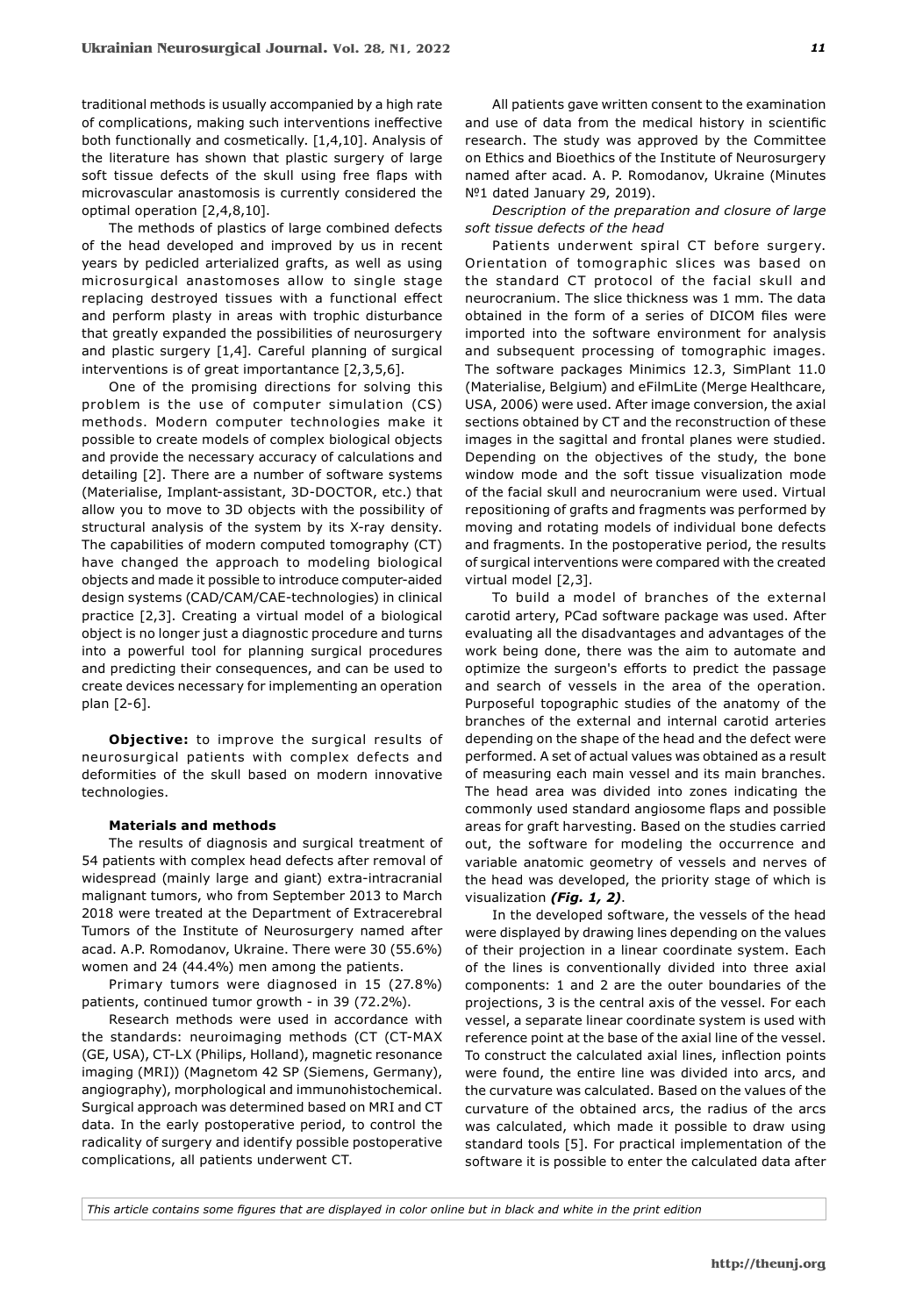traditional methods is usually accompanied by a high rate of complications, making such interventions ineffective both functionally and cosmetically. [1,4,10]. Analysis of the literature has shown that plastic surgery of large soft tissue defects of the skull using free flaps with microvascular anastomosis is currently considered the optimal operation [2,4,8,10].

The methods of plastics of large combined defects of the head developed and improved by us in recent years by pedicled arterialized grafts, as well as using microsurgical anastomoses allow to single stage replacing destroyed tissues with a functional effect and perform plasty in areas with trophic disturbance that greatly expanded the possibilities of neurosurgery and plastic surgery [1,4]. Careful planning of surgical interventions is of great importantance [2,3,5,6].

One of the promising directions for solving this problem is the use of computer simulation (CS) methods. Modern computer technologies make it possible to create models of complex biological objects and provide the necessary accuracy of calculations and detailing [2]. There are a number of software systems (Materialise, Implant-assistant, 3D-DOCTOR, etc.) that allow you to move to 3D objects with the possibility of structural analysis of the system by its X-ray density. The capabilities of modern computed tomography (CT) have changed the approach to modeling biological objects and made it possible to introduce computer-aided design systems (CAD/CAM/CAE-technologies) in clinical practice [2,3]. Creating a virtual model of a biological object is no longer just a diagnostic procedure and turns into a powerful tool for planning surgical procedures and predicting their consequences, and can be used to create devices necessary for implementing an operation plan [2-6].

**Objective:** to improve the surgical results of neurosurgical patients with complex defects and deformities of the skull based on modern innovative technologies.

## Materials and methods

The results of diagnosis and surgical treatment of 54 patients with complex head defects after removal of widespread (mainly large and giant) extra-intracranial malignant tumors, who from September 2013 to March 2018 were treated at the Department of Extracerebral Tumors of the Institute of Neurosurgery named after acad. A.P. Romodanov, Ukraine. There were 30 (55.6%) women and 24 (44.4%) men among the patients.

Primary tumors were diagnosed in 15 (27.8%) patients, continued tumor growth - in 39 (72.2%).

Research methods were used in accordance with the standards: neuroimaging methods (CT (CT-MAX (GE, USA), CT-LX (Philips, Holland), magnetic resonance imaging (MRI)) (Magnetom 42 SP (Siemens, Germany), angiography), morphological and immunohistochemical. Surgical approach was determined based on MRI and CT data. In the early postoperative period, to control the radicality of surgery and identify possible postoperative complications, all patients underwent CT.

All patients gave written consent to the examination and use of data from the medical history in scientific research. The study was approved by the Committee on Ethics and Bioethics of the Institute of Neurosurgery named after acad. A. P. Romodanov, Ukraine (Minutes №1 dated January 29, 2019).

*Description of the preparation and closure of large soft tissue defects of the head*

Patients underwent spiral CT before surgery. Orientation of tomographic slices was based on the standard CT protocol of the facial skull and neurocranium. The slice thickness was 1 mm. The data obtained in the form of a series of DICOM files were imported into the software environment for analysis and subsequent processing of tomographic images. The software packages Minimics 12.3, SimPlant 11.0 (Materialise, Belgium) and eFilmLite (Merge Healthcare, USA, 2006) were used. After image conversion, the axial sections obtained by CT and the reconstruction of these images in the sagittal and frontal planes were studied. Depending on the objectives of the study, the bone window mode and the soft tissue visualization mode of the facial skull and neurocranium were used. Virtual repositioning of grafts and fragments was performed by moving and rotating models of individual bone defects and fragments. In the postoperative period, the results of surgical interventions were compared with the created virtual model [2,3].

To build a model of branches of the external carotid artery, PCad software package was used. After evaluating all the disadvantages and advantages of the work being done, there was the aim to automate and optimize the surgeon's efforts to predict the passage and search of vessels in the area of the operation. Purposeful topographic studies of the anatomy of the branches of the external and internal carotid arteries depending on the shape of the head and the defect were performed. A set of actual values was obtained as a result of measuring each main vessel and its main branches. The head area was divided into zones indicating the commonly used standard angiosome flaps and possible areas for graft harvesting. Based on the studies carried out, the software for modeling the occurrence and variable anatomic geometry of vessels and nerves of the head was developed, the priority stage of which is visualization ***(Fig. 1, 2)***.

In the developed software, the vessels of the head were displayed by drawing lines depending on the values of their projection in a linear coordinate system. Each of the lines is conventionally divided into three axial components: 1 and 2 are the outer boundaries of the projections, 3 is the central axis of the vessel. For each vessel, a separate linear coordinate system is used with reference point at the base of the axial line of the vessel. To construct the calculated axial lines, inflection points were found, the entire line was divided into arcs, and the curvature was calculated. Based on the values of the curvature of the obtained arcs, the radius of the arcs was calculated, which made it possible to draw using standard tools [5]. For practical implementation of the software it is possible to enter the calculated data after

*This article contains some figures that are displayed in color online but in black and white in the print edition*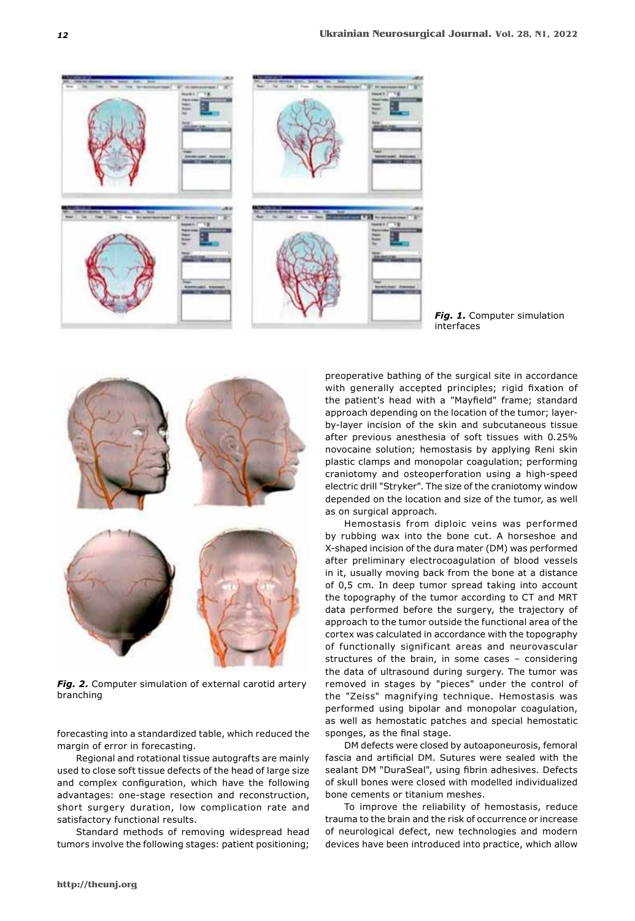*Fig. 1.* Computer simulation interfaces

*Fig. 2.* Computer simulation of external carotid artery branching

forecasting into a standardized table, which reduced the margin of error in forecasting.

Regional and rotational tissue autografts are mainly used to close soft tissue defects of the head of large size and complex configuration, which have the following advantages: one-stage resection and reconstruction, short surgery duration, low complication rate and satisfactory functional results.

Standard methods of removing widespread head tumors involve the following stages: patient positioning; preoperative bathing of the surgical site in accordance with generally accepted principles; rigid fixation of the patient's head with a "Mayfield" frame; standard approach depending on the location of the tumor; layer-by-layer incision of the skin and subcutaneous tissue after previous anesthesia of soft tissues with 0.25% novocaine solution; hemostasis by applying Reni skin plastic clamps and monopolar coagulation; performing craniotomy and osteoperforation using a high-speed electric drill "Stryker". The size of the craniotomy window depended on the location and size of the tumor, as well as on surgical approach.

Hemostasis from diploic veins was performed by rubbing wax into the bone cut. A horseshoe and X-shaped incision of the dura mater (DM) was performed after preliminary electrocoagulation of blood vessels in it, usually moving back from the bone at a distance of 0,5 cm. In deep tumor spread taking into account the topography of the tumor according to CT and MRT data performed before the surgery, the trajectory of approach to the tumor outside the functional area of the cortex was calculated in accordance with the topography of functionally significant areas and neurovascular structures of the brain, in some cases – considering the data of ultrasound during surgery. The tumor was removed in stages by "pieces" under the control of the "Zeiss" magnifying technique. Hemostasis was performed using bipolar and monopolar coagulation, as well as hemostatic patches and special hemostatic sponges, as the final stage.

DM defects were closed by autoaponeurosis, femoral fascia and artificial DM. Sutures were sealed with the sealant DM "DuraSeal", using fibrin adhesives. Defects of skull bones were closed with modelled individualized bone cements or titanium meshes.

To improve the reliability of hemostasis, reduce trauma to the brain and the risk of occurrence or increase of neurological defect, new technologies and modern devices have been introduced into practice, which allow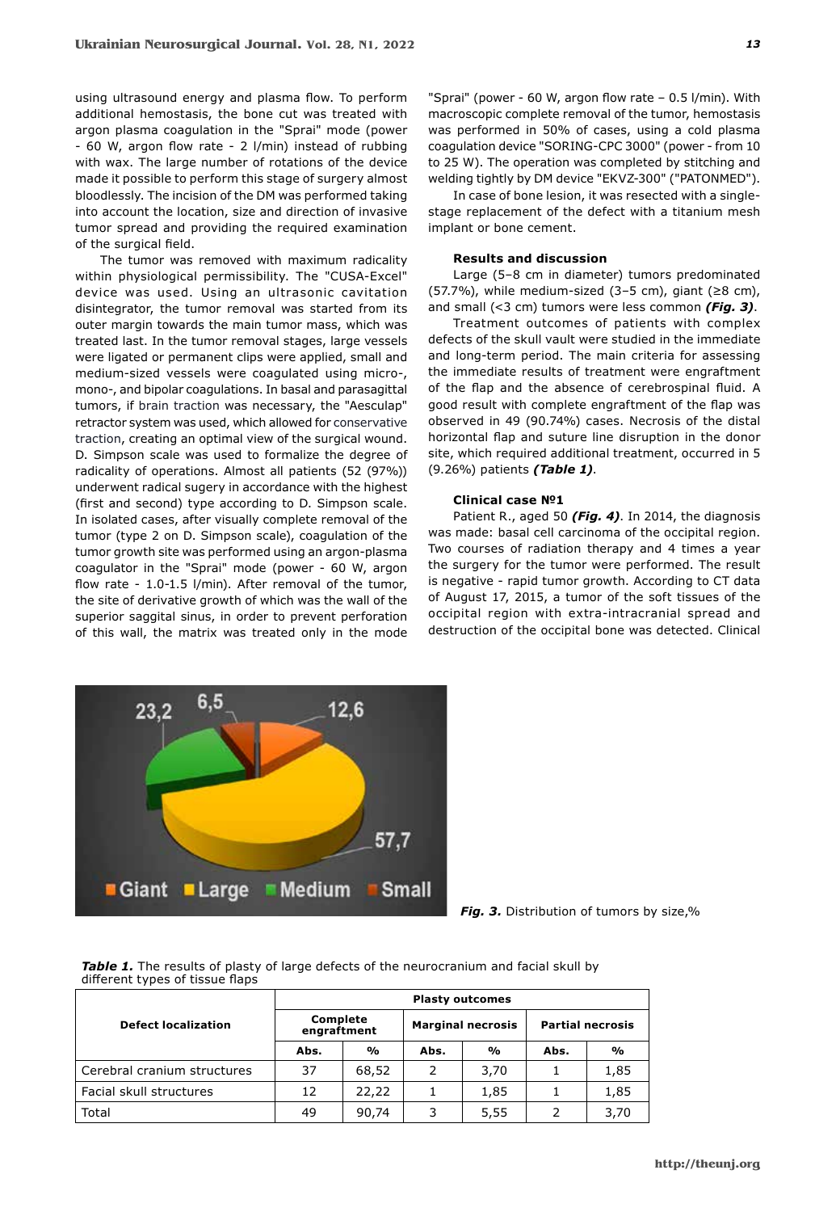using ultrasound energy and plasma flow. To perform additional hemostasis, the bone cut was treated with argon plasma coagulation in the "Sprai" mode (power - 60 W, argon flow rate - 2 l/min) instead of rubbing with wax. The large number of rotations of the device made it possible to perform this stage of surgery almost bloodlessly. The incision of the DM was performed taking into account the location, size and direction of invasive tumor spread and providing the required examination of the surgical field.

The tumor was removed with maximum radicality within physiological permissibility. The "CUSA-Excel" device was used. Using an ultrasonic cavitation disintegrator, the tumor removal was started from its outer margin towards the main tumor mass, which was treated last. In the tumor removal stages, large vessels were ligated or permanent clips were applied, small and medium-sized vessels were coagulated using micro-, mono-, and bipolar coagulations. In basal and parasagittal tumors, if brain traction was necessary, the "Aesculap" retractor system was used, which allowed for conservative traction, creating an optimal view of the surgical wound. D. Simpson scale was used to formalize the degree of radicality of operations. Almost all patients (52 (97%)) underwent radical sugery in accordance with the highest (first and second) type according to D. Simpson scale. In isolated cases, after visually complete removal of the tumor (type 2 on D. Simpson scale), coagulation of the tumor growth site was performed using an argon-plasma coagulator in the "Sprai" mode (power - 60 W, argon flow rate - 1.0-1.5 l/min). After removal of the tumor, the site of derivative growth of which was the wall of the superior saggital sinus, in order to prevent perforation of this wall, the matrix was treated only in the mode "Sprai" (power - 60 W, argon flow rate – 0.5 l/min). With macroscopic complete removal of the tumor, hemostasis was performed in 50% of cases, using a cold plasma coagulation device "SORING-CPC 3000" (power - from 10 to 25 W). The operation was completed by stitching and welding tightly by DM device "EKVZ-300" ("PATONMED").

In case of bone lesion, it was resected with a single-stage replacement of the defect with a titanium mesh implant or bone cement.

### Results and discussion

Large (5–8 cm in diameter) tumors predominated (57.7%), while medium-sized (3–5 cm), giant (≥8 cm), and small (<3 cm) tumors were less common ***(Fig. 3)***.

Treatment outcomes of patients with complex defects of the skull vault were studied in the immediate and long-term period. The main criteria for assessing the immediate results of treatment were engraftment of the flap and the absence of cerebrospinal fluid. A good result with complete engraftment of the flap was observed in 49 (90.74%) cases. Necrosis of the distal horizontal flap and suture line disruption in the donor site, which required additional treatment, occurred in 5 (9.26%) patients ***(Table 1)***.

### Clinical case №1

Patient R., aged 50 ***(Fig. 4)***. In 2014, the diagnosis was made: basal cell carcinoma of the occipital region. Two courses of radiation therapy and 4 times a year the surgery for the tumor were performed. The result is negative - rapid tumor growth. According to CT data of August 17, 2015, a tumor of the soft tissues of the occipital region with extra-intracranial spread and destruction of the occipital bone was detected. Clinical

***Fig. 3.*** Distribution of tumors by size,%

***Table 1.*** The results of plasty of large defects of the neurocranium and facial skull by different types of tissue flaps

| Defect localization | Plasty outcomes | | | | | |
|---|---|---|---|---|---|---|
| | Complete engraftment | | Marginal necrosis | | Partial necrosis | |
| | Abs. | % | Abs. | % | Abs. | % |
| Cerebral cranium structures | 37 | 68,52 | 2 | 3,70 | 1 | 1,85 |
| Facial skull structures | 12 | 22,22 | 1 | 1,85 | 1 | 1,85 |
| Total | 49 | 90,74 | 3 | 5,55 | 2 | 3,70 |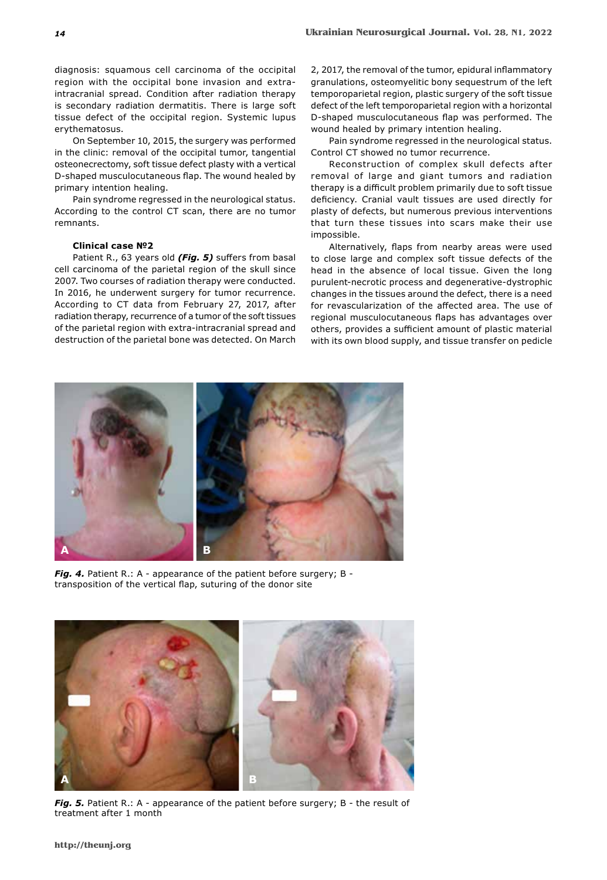diagnosis: squamous cell carcinoma of the occipital region with the occipital bone invasion and extra-intracranial spread. Condition after radiation therapy is secondary radiation dermatitis. There is large soft tissue defect of the occipital region. Systemic lupus erythematosus.

On September 10, 2015, the surgery was performed in the clinic: removal of the occipital tumor, tangential osteonecrectomy, soft tissue defect plasty with a vertical D-shaped musculocutaneous flap. The wound healed by primary intention healing.

Pain syndrome regressed in the neurological status. According to the control CT scan, there are no tumor remnants.

#### Clinical case №2

Patient R., 63 years old ***(Fig. 5)*** suffers from basal cell carcinoma of the parietal region of the skull since 2007. Two courses of radiation therapy were conducted. In 2016, he underwent surgery for tumor recurrence. According to CT data from February 27, 2017, after radiation therapy, recurrence of a tumor of the soft tissues of the parietal region with extra-intracranial spread and destruction of the parietal bone was detected. On March 2, 2017, the removal of the tumor, epidural inflammatory granulations, osteomyelitic bony sequestrum of the left temporoparietal region, plastic surgery of the soft tissue defect of the left temporoparietal region with a horizontal D-shaped musculocutaneous flap was performed. The wound healed by primary intention healing.

Pain syndrome regressed in the neurological status. Control CT showed no tumor recurrence.

Reconstruction of complex skull defects after removal of large and giant tumors and radiation therapy is a difficult problem primarily due to soft tissue deficiency. Cranial vault tissues are used directly for plasty of defects, but numerous previous interventions that turn these tissues into scars make their use impossible.

Alternatively, flaps from nearby areas were used to close large and complex soft tissue defects of the head in the absence of local tissue. Given the long purulent-necrotic process and degenerative-dystrophic changes in the tissues around the defect, there is a need for revascularization of the affected area. The use of regional musculocutaneous flaps has advantages over others, provides a sufficient amount of plastic material with its own blood supply, and tissue transfer on pedicle

***Fig. 4.*** Patient R.: A - appearance of the patient before surgery; B - transposition of the vertical flap, suturing of the donor site

***Fig. 5.*** Patient R.: A - appearance of the patient before surgery; B - the result of treatment after 1 month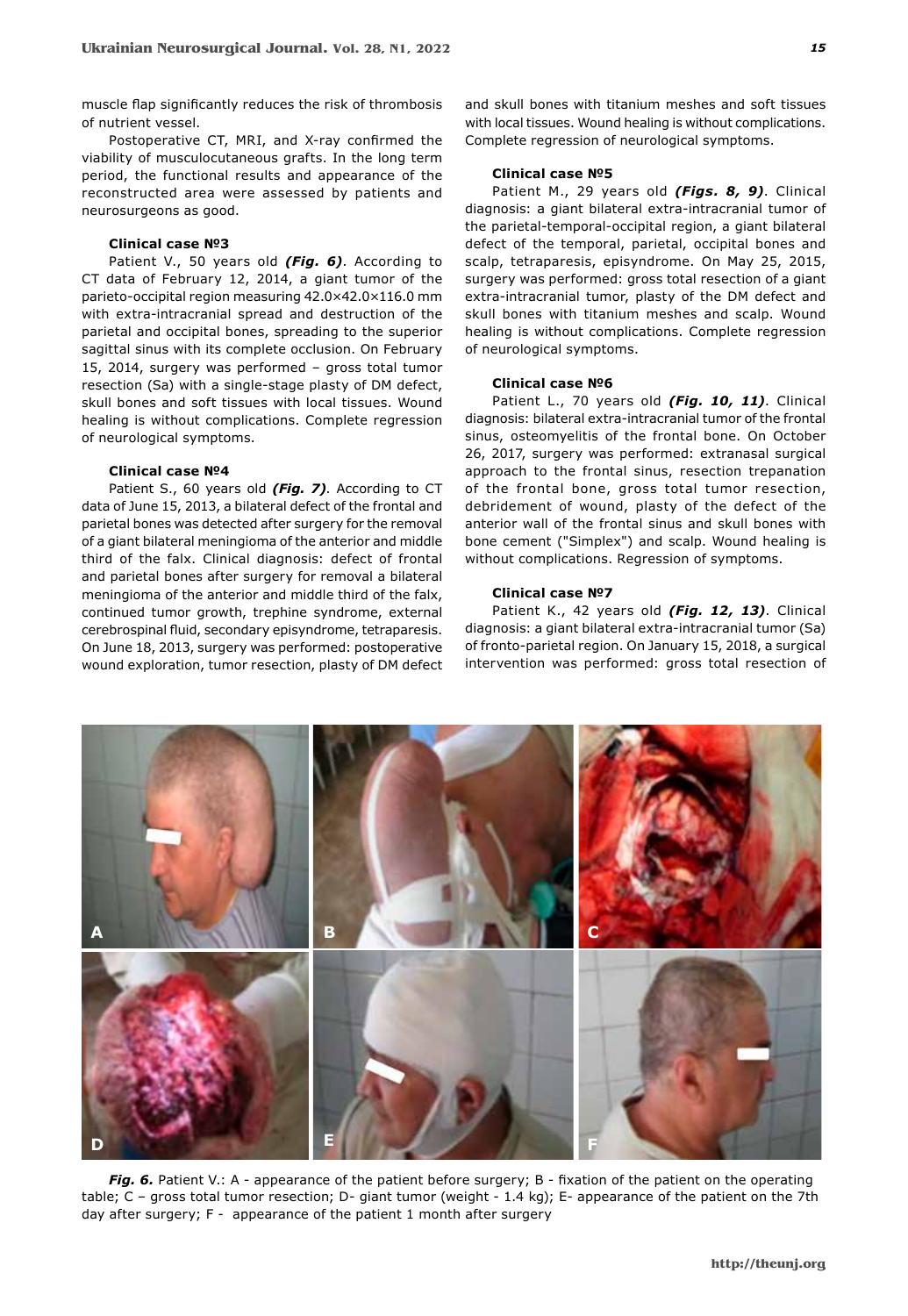muscle flap significantly reduces the risk of thrombosis of nutrient vessel.

Postoperative CT, MRI, and X-ray confirmed the viability of musculocutaneous grafts. In the long term period, the functional results and appearance of the reconstructed area were assessed by patients and neurosurgeons as good.

#### Clinical case №3

Patient V., 50 years old ***(Fig. 6)***. According to CT data of February 12, 2014, a giant tumor of the parieto-occipital region measuring 42.0×42.0×116.0 mm with extra-intracranial spread and destruction of the parietal and occipital bones, spreading to the superior sagittal sinus with its complete occlusion. On February 15, 2014, surgery was performed – gross total tumor resection (Sa) with a single-stage plasty of DM defect, skull bones and soft tissues with local tissues. Wound healing is without complications. Complete regression of neurological symptoms.

#### Clinical case №4

Patient S., 60 years old ***(Fig. 7)***. According to CT data of June 15, 2013, a bilateral defect of the frontal and parietal bones was detected after surgery for the removal of a giant bilateral meningioma of the anterior and middle third of the falx. Clinical diagnosis: defect of frontal and parietal bones after surgery for removal a bilateral meningioma of the anterior and middle third of the falx, continued tumor growth, trephine syndrome, external cerebrospinal fluid, secondary episyndrome, tetraparesis. On June 18, 2013, surgery was performed: postoperative wound exploration, tumor resection, plasty of DM defect and skull bones with titanium meshes and soft tissues with local tissues. Wound healing is without complications. Complete regression of neurological symptoms.

#### Clinical case №5

Patient M., 29 years old ***(Figs. 8, 9)***. Clinical diagnosis: a giant bilateral extra-intracranial tumor of the parietal-temporal-occipital region, a giant bilateral defect of the temporal, parietal, occipital bones and scalp, tetraparesis, episyndrome. On May 25, 2015, surgery was performed: gross total resection of a giant extra-intracranial tumor, plasty of the DM defect and skull bones with titanium meshes and scalp. Wound healing is without complications. Complete regression of neurological symptoms.

#### Clinical case №6

Patient L., 70 years old ***(Fig. 10, 11)***. Clinical diagnosis: bilateral extra-intracranial tumor of the frontal sinus, osteomyelitis of the frontal bone. On October 26, 2017, surgery was performed: extranasal surgical approach to the frontal sinus, resection trepanation of the frontal bone, gross total tumor resection, debridement of wound, plasty of the defect of the anterior wall of the frontal sinus and skull bones with bone cement ("Simplex") and scalp. Wound healing is without complications. Regression of symptoms.

#### Clinical case №7

Patient K., 42 years old ***(Fig. 12, 13)***. Clinical diagnosis: a giant bilateral extra-intracranial tumor (Sa) of fronto-parietal region. On January 15, 2018, a surgical intervention was performed: gross total resection of

***Fig. 6.*** Patient V.: A - appearance of the patient before surgery; B - fixation of the patient on the operating table; C – gross total tumor resection; D- giant tumor (weight - 1.4 kg); E- appearance of the patient on the 7th day after surgery; F - appearance of the patient 1 month after surgery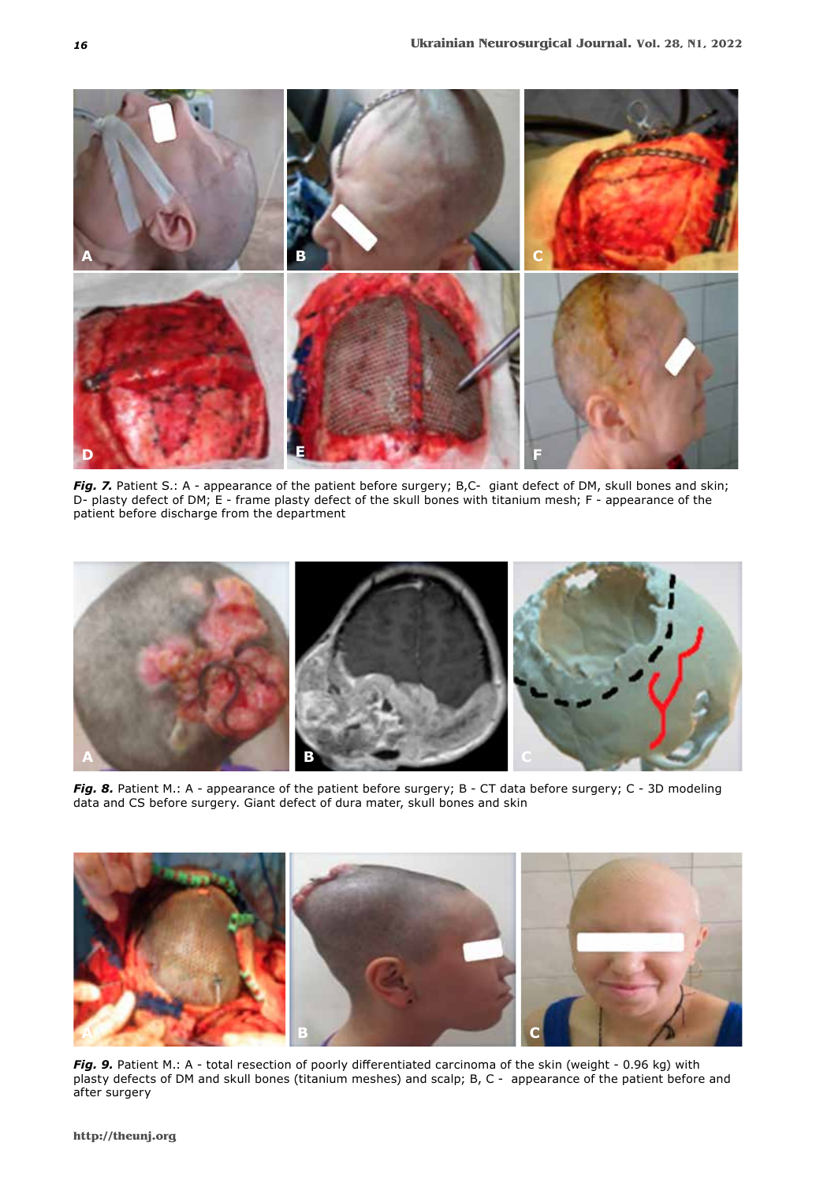***Fig. 7.*** Patient S.: A - appearance of the patient before surgery; B,C- giant defect of DM, skull bones and skin; D- plasty defect of DM; E - frame plasty defect of the skull bones with titanium mesh; F - appearance of the patient before discharge from the department

***Fig. 8.*** Patient M.: A - appearance of the patient before surgery; B - CT data before surgery; C - 3D modeling data and CS before surgery. Giant defect of dura mater, skull bones and skin

***Fig. 9.*** Patient M.: A - total resection of poorly differentiated carcinoma of the skin (weight - 0.96 kg) with plasty defects of DM and skull bones (titanium meshes) and scalp; B, C - appearance of the patient before and after surgery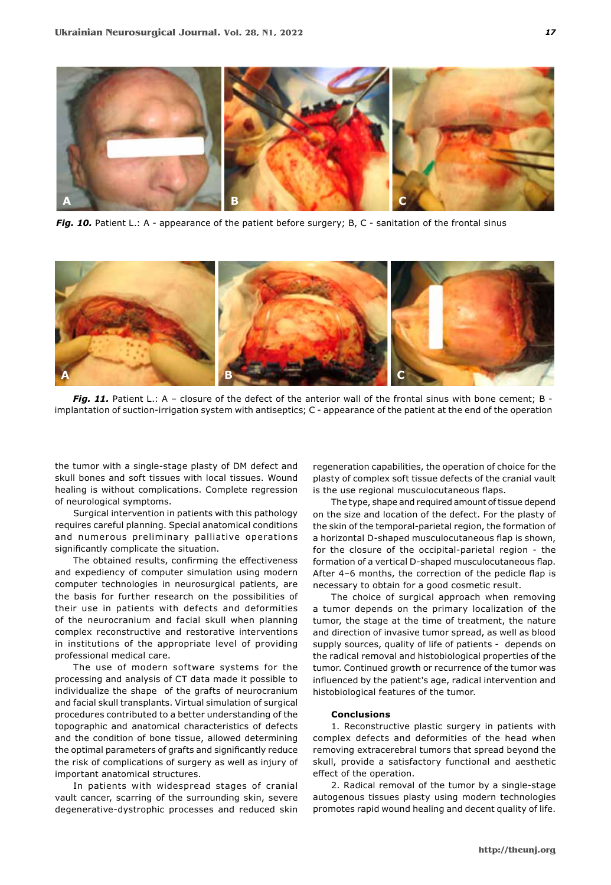***Fig. 10.*** Patient L.: A - appearance of the patient before surgery; B, C - sanitation of the frontal sinus

***Fig. 11.*** Patient L.: A – closure of the defect of the anterior wall of the frontal sinus with bone cement; B - implantation of suction-irrigation system with antiseptics; C - appearance of the patient at the end of the operation

the tumor with a single-stage plasty of DM defect and skull bones and soft tissues with local tissues. Wound healing is without complications. Complete regression of neurological symptoms.

Surgical intervention in patients with this pathology requires careful planning. Special anatomical conditions and numerous preliminary palliative operations significantly complicate the situation.

The obtained results, confirming the effectiveness and expediency of computer simulation using modern computer technologies in neurosurgical patients, are the basis for further research on the possibilities of their use in patients with defects and deformities of the neurocranium and facial skull when planning complex reconstructive and restorative interventions in institutions of the appropriate level of providing professional medical care.

The use of modern software systems for the processing and analysis of CT data made it possible to individualize the shape of the grafts of neurocranium and facial skull transplants. Virtual simulation of surgical procedures contributed to a better understanding of the topographic and anatomical characteristics of defects and the condition of bone tissue, allowed determining the optimal parameters of grafts and significantly reduce the risk of complications of surgery as well as injury of important anatomical structures.

In patients with widespread stages of cranial vault cancer, scarring of the surrounding skin, severe degenerative-dystrophic processes and reduced skin regeneration capabilities, the operation of choice for the plasty of complex soft tissue defects of the cranial vault is the use regional musculocutaneous flaps.

The type, shape and required amount of tissue depend on the size and location of the defect. For the plasty of the skin of the temporal-parietal region, the formation of a horizontal D-shaped musculocutaneous flap is shown, for the closure of the occipital-parietal region - the formation of a vertical D-shaped musculocutaneous flap. After 4–6 months, the correction of the pedicle flap is necessary to obtain for a good cosmetic result.

The choice of surgical approach when removing a tumor depends on the primary localization of the tumor, the stage at the time of treatment, the nature and direction of invasive tumor spread, as well as blood supply sources, quality of life of patients - depends on the radical removal and histobiological properties of the tumor. Continued growth or recurrence of the tumor was influenced by the patient's age, radical intervention and histobiological features of the tumor.

### Conclusions

1. Reconstructive plastic surgery in patients with complex defects and deformities of the head when removing extracerebral tumors that spread beyond the skull, provide a satisfactory functional and aesthetic effect of the operation.

2. Radical removal of the tumor by a single-stage autogenous tissues plasty using modern technologies promotes rapid wound healing and decent quality of life.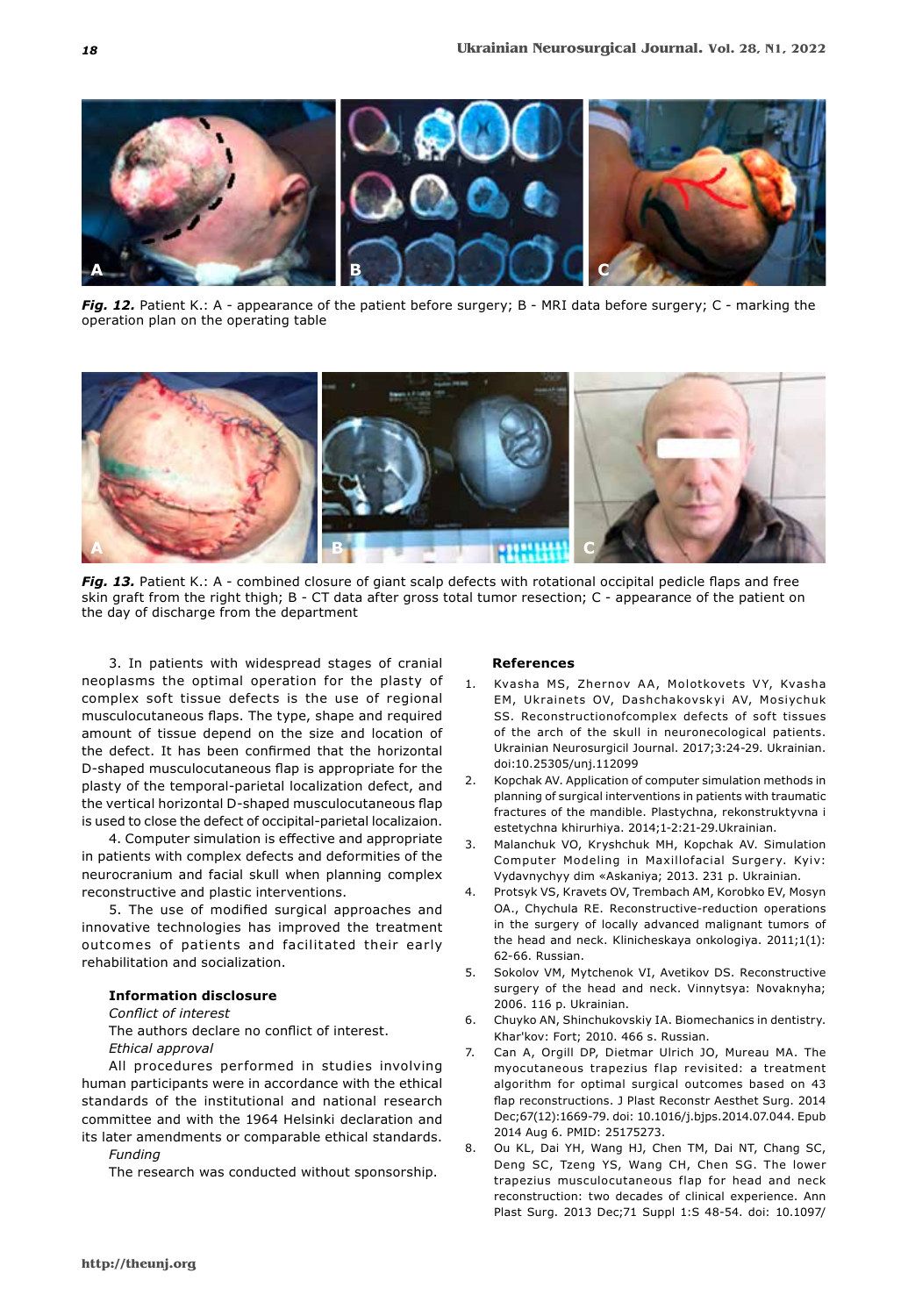*Fig. 12.* Patient K.: A - appearance of the patient before surgery; B - MRI data before surgery; C - marking the operation plan on the operating table

*Fig. 13.* Patient K.: A - combined closure of giant scalp defects with rotational occipital pedicle flaps and free skin graft from the right thigh; B - CT data after gross total tumor resection; C - appearance of the patient on the day of discharge from the department

3. In patients with widespread stages of cranial neoplasms the optimal operation for the plasty of complex soft tissue defects is the use of regional musculocutaneous flaps. The type, shape and required amount of tissue depend on the size and location of the defect. It has been confirmed that the horizontal D-shaped musculocutaneous flap is appropriate for the plasty of the temporal-parietal localization defect, and the vertical horizontal D-shaped musculocutaneous flap is used to close the defect of occipital-parietal localizaion.

4. Computer simulation is effective and appropriate in patients with complex defects and deformities of the neurocranium and facial skull when planning complex reconstructive and plastic interventions.

5. The use of modified surgical approaches and innovative technologies has improved the treatment outcomes of patients and facilitated their early rehabilitation and socialization.

**Information disclosure**

*Conflict of interest*

The authors declare no conflict of interest.

*Ethical approval*

All procedures performed in studies involving human participants were in accordance with the ethical standards of the institutional and national research committee and with the 1964 Helsinki declaration and its later amendments or comparable ethical standards.

*Funding*

The research was conducted without sponsorship.

**References**

1. Kvasha MS, Zhernov AA, Molotkovets VY, Kvasha EM, Ukrainets OV, Dashchakovskyi AV, Mosiychuk SS. Reconstructionofcomplex defects of soft tissues of the arch of the skull in neuronecological patients. Ukrainian Neurosurgicil Journal. 2017;3:24-29. Ukrainian. doi:10.25305/unj.112099
2. Kopchak AV. Application of computer simulation methods in planning of surgical interventions in patients with traumatic fractures of the mandible. Plastychna, rekonstruktyvna i estetychna khirurhiya. 2014;1-2:21-29.Ukrainian.
3. Malanchuk VO, Kryshchuk MH, Kopchak AV. Simulation Computer Modeling in Maxillofacial Surgery. Kyiv: Vydavnychyy dim «Askaniya; 2013. 231 p. Ukrainian.
4. Protsyk VS, Kravets OV, Trembach AM, Korobko EV, Mosyn OA., Chychula RE. Reconstructive-reduction operations in the surgery of locally advanced malignant tumors of the head and neck. Klinicheskaya onkologiya. 2011;1(1): 62-66. Russian.
5. Sokolov VM, Mytchenok VI, Avetikov DS. Reconstructive surgery of the head and neck. Vinnytsya: Novaknyha; 2006. 116 p. Ukrainian.
6. Chuyko AN, Shinchukovskiy IA. Biomechanics in dentistry. Khar'kov: Fort; 2010. 466 s. Russian.
7. Can A, Orgill DP, Dietmar Ulrich JO, Mureau MA. The myocutaneous trapezius flap revisited: a treatment algorithm for optimal surgical outcomes based on 43 flap reconstructions. J Plast Reconstr Aesthet Surg. 2014 Dec;67(12):1669-79. doi: 10.1016/j.bjps.2014.07.044. Epub 2014 Aug 6. PMID: 25175273.
8. Ou KL, Dai YH, Wang HJ, Chen TM, Dai NT, Chang SC, Deng SC, Tzeng YS, Wang CH, Chen SG. The lower trapezius musculocutaneous flap for head and neck reconstruction: two decades of clinical experience. Ann Plast Surg. 2013 Dec;71 Suppl 1:S 48-54. doi: 10.1097/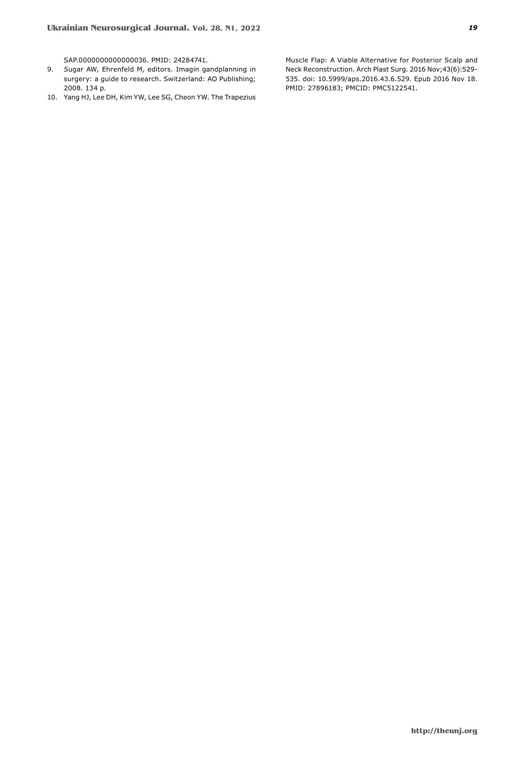SAP.0000000000000036. PMID: 24284741.

9. Sugar AW, Ehrenfeld M, editors. Imagin gandplanning in surgery: a guide to research. Switzerland: AO Publishing; 2008. 134 p.
10. Yang HJ, Lee DH, Kim YW, Lee SG, Cheon YW. The Trapezius Muscle Flap: A Viable Alternative for Posterior Scalp and Neck Reconstruction. Arch Plast Surg. 2016 Nov;43(6):529-535. doi: 10.5999/aps.2016.43.6.529. Epub 2016 Nov 18. PMID: 27896183; PMCID: PMC5122541.